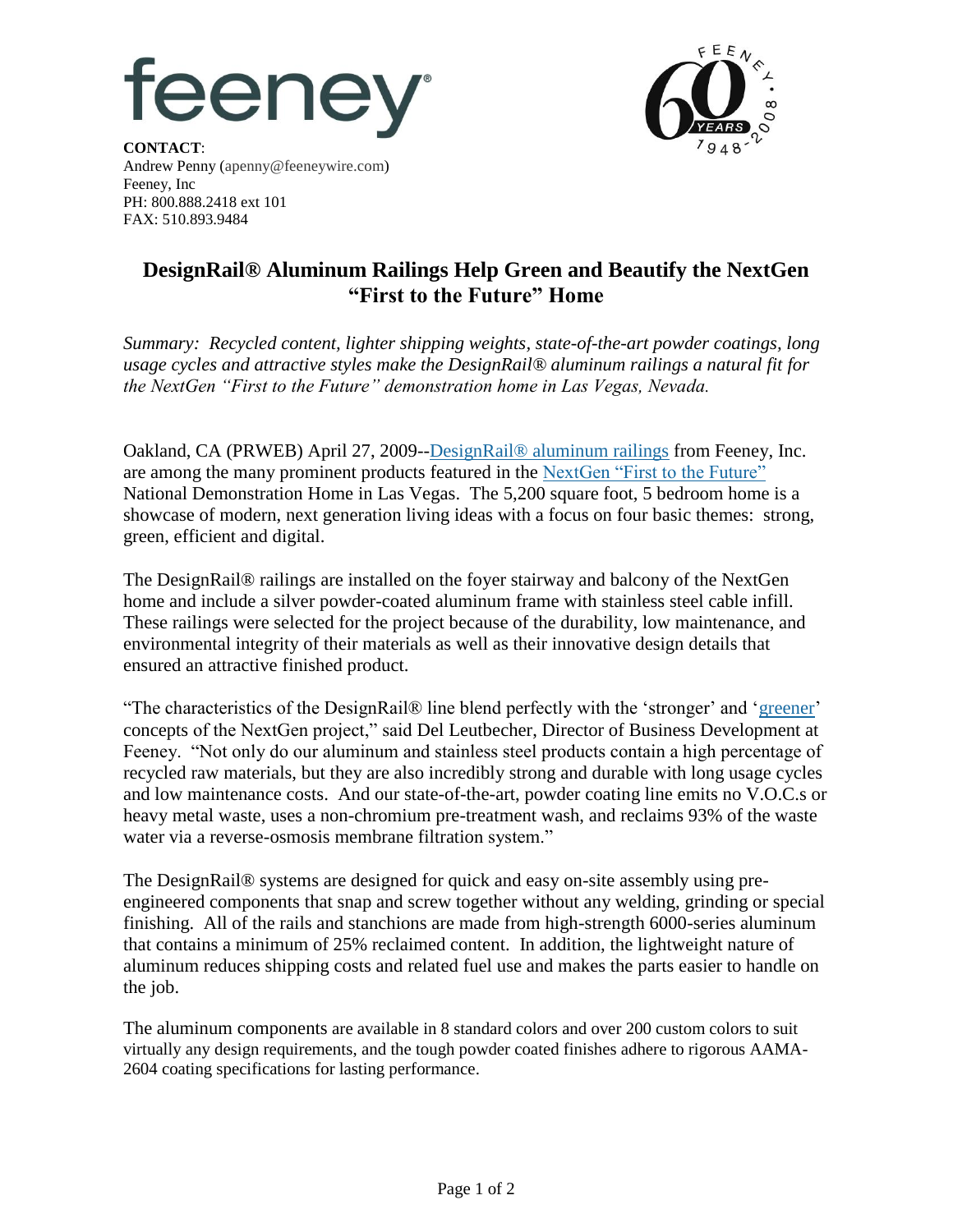feeney

FEENEY 60 YEARS 1948-2008

**CONTACT**:
Andrew Penny (apenny@feeneywire.com)
Feeney, Inc
PH: 800.888.2418 ext 101
FAX: 510.893.9484

# DesignRail® Aluminum Railings Help Green and Beautify the NextGen "First to the Future" Home

*Summary: Recycled content, lighter shipping weights, state-of-the-art powder coatings, long usage cycles and attractive styles make the DesignRail® aluminum railings a natural fit for the NextGen "First to the Future" demonstration home in Las Vegas, Nevada.*

Oakland, CA (PRWEB) April 27, 2009--DesignRail® aluminum railings from Feeney, Inc. are among the many prominent products featured in the NextGen "First to the Future" National Demonstration Home in Las Vegas. The 5,200 square foot, 5 bedroom home is a showcase of modern, next generation living ideas with a focus on four basic themes: strong, green, efficient and digital.

The DesignRail® railings are installed on the foyer stairway and balcony of the NextGen home and include a silver powder-coated aluminum frame with stainless steel cable infill. These railings were selected for the project because of the durability, low maintenance, and environmental integrity of their materials as well as their innovative design details that ensured an attractive finished product.

"The characteristics of the DesignRail® line blend perfectly with the 'stronger' and 'greener' concepts of the NextGen project," said Del Leutbecher, Director of Business Development at Feeney. "Not only do our aluminum and stainless steel products contain a high percentage of recycled raw materials, but they are also incredibly strong and durable with long usage cycles and low maintenance costs. And our state-of-the-art, powder coating line emits no V.O.C.s or heavy metal waste, uses a non-chromium pre-treatment wash, and reclaims 93% of the waste water via a reverse-osmosis membrane filtration system."

The DesignRail® systems are designed for quick and easy on-site assembly using pre-engineered components that snap and screw together without any welding, grinding or special finishing. All of the rails and stanchions are made from high-strength 6000-series aluminum that contains a minimum of 25% reclaimed content. In addition, the lightweight nature of aluminum reduces shipping costs and related fuel use and makes the parts easier to handle on the job.

The aluminum components are available in 8 standard colors and over 200 custom colors to suit virtually any design requirements, and the tough powder coated finishes adhere to rigorous AAMA-2604 coating specifications for lasting performance.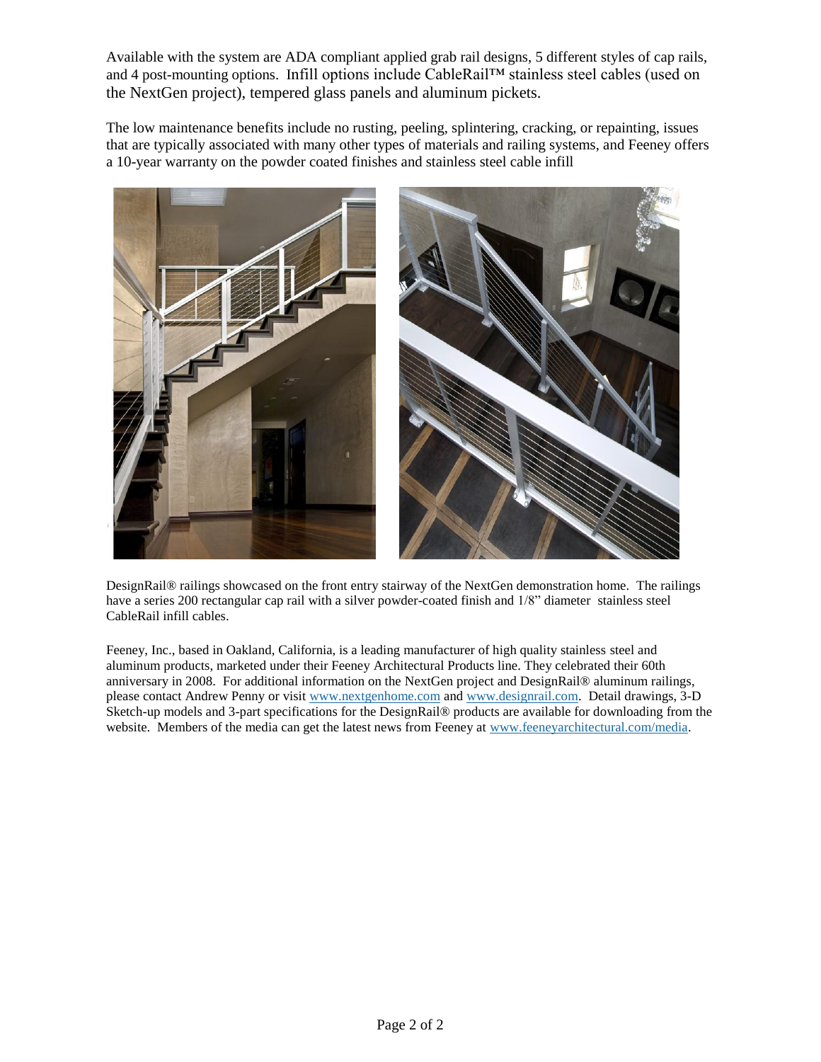Available with the system are ADA compliant applied grab rail designs, 5 different styles of cap rails, and 4 post-mounting options. Infill options include CableRail™ stainless steel cables (used on the NextGen project), tempered glass panels and aluminum pickets.

The low maintenance benefits include no rusting, peeling, splintering, cracking, or repainting, issues that are typically associated with many other types of materials and railing systems, and Feeney offers a 10-year warranty on the powder coated finishes and stainless steel cable infill

DesignRail® railings showcased on the front entry stairway of the NextGen demonstration home. The railings have a series 200 rectangular cap rail with a silver powder-coated finish and 1/8" diameter stainless steel CableRail infill cables.

Feeney, Inc., based in Oakland, California, is a leading manufacturer of high quality stainless steel and aluminum products, marketed under their Feeney Architectural Products line. They celebrated their 60th anniversary in 2008. For additional information on the NextGen project and DesignRail® aluminum railings, please contact Andrew Penny or visit www.nextgenhome.com and www.designrail.com. Detail drawings, 3-D Sketch-up models and 3-part specifications for the DesignRail® products are available for downloading from the website. Members of the media can get the latest news from Feeney at www.feeneyarchitectural.com/media.